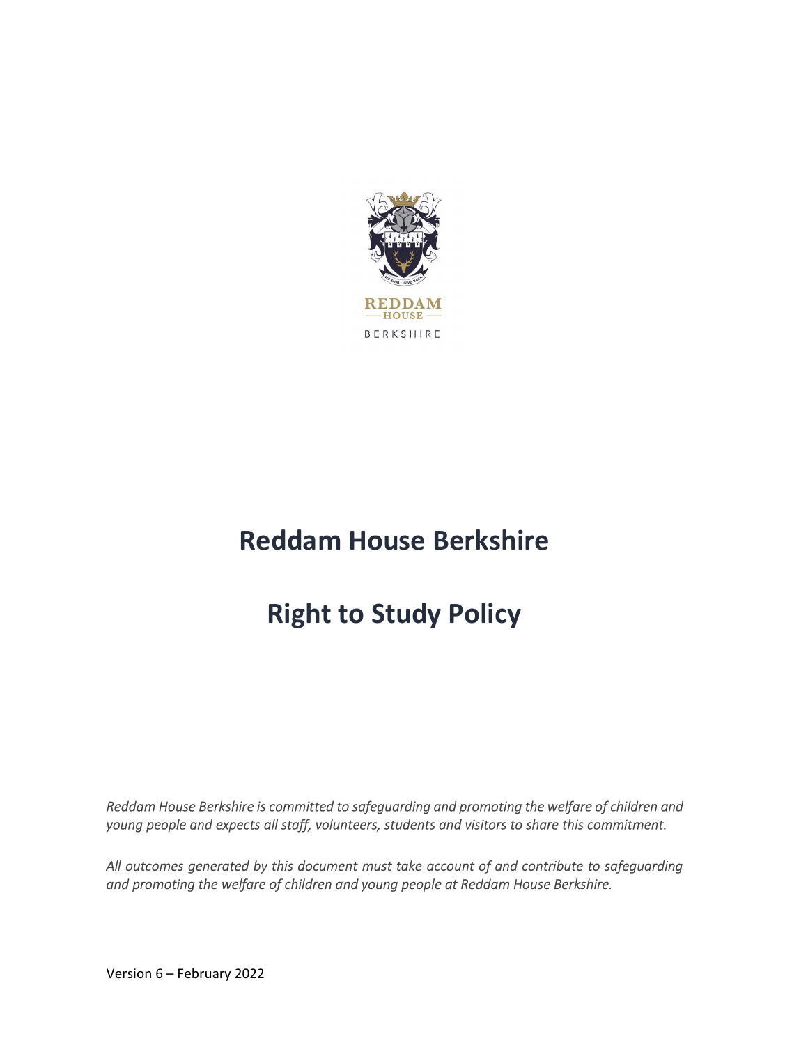# Reddam House Berkshire

# Right to Study Policy

*Reddam House Berkshire is committed to safeguarding and promoting the welfare of children and young people and expects all staff, volunteers, students and visitors to share this commitment.*

*All outcomes generated by this document must take account of and contribute to safeguarding and promoting the welfare of children and young people at Reddam House Berkshire.*

Version 6 – February 2022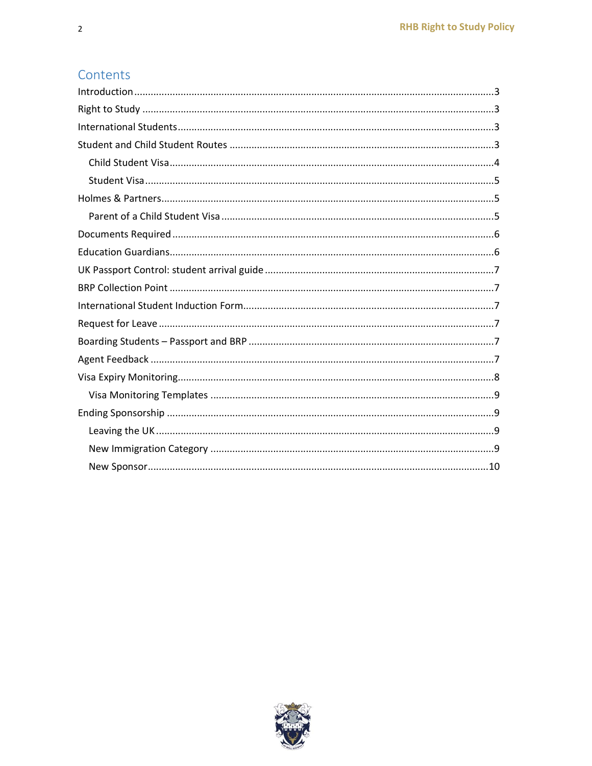## Contents

Introduction .......... 3

Right to Study .......... 3

International Students .......... 3

Student and Child Student Routes .......... 3

- Child Student Visa .......... 4
- Student Visa .......... 5

Holmes & Partners .......... 5

- Parent of a Child Student Visa .......... 5

Documents Required .......... 6

Education Guardians .......... 6

UK Passport Control: student arrival guide .......... 7

BRP Collection Point .......... 7

International Student Induction Form .......... 7

Request for Leave .......... 7

Boarding Students – Passport and BRP .......... 7

Agent Feedback .......... 7

Visa Expiry Monitoring .......... 8

- Visa Monitoring Templates .......... 9

Ending Sponsorship .......... 9

- Leaving the UK .......... 9
- New Immigration Category .......... 9
- New Sponsor .......... 10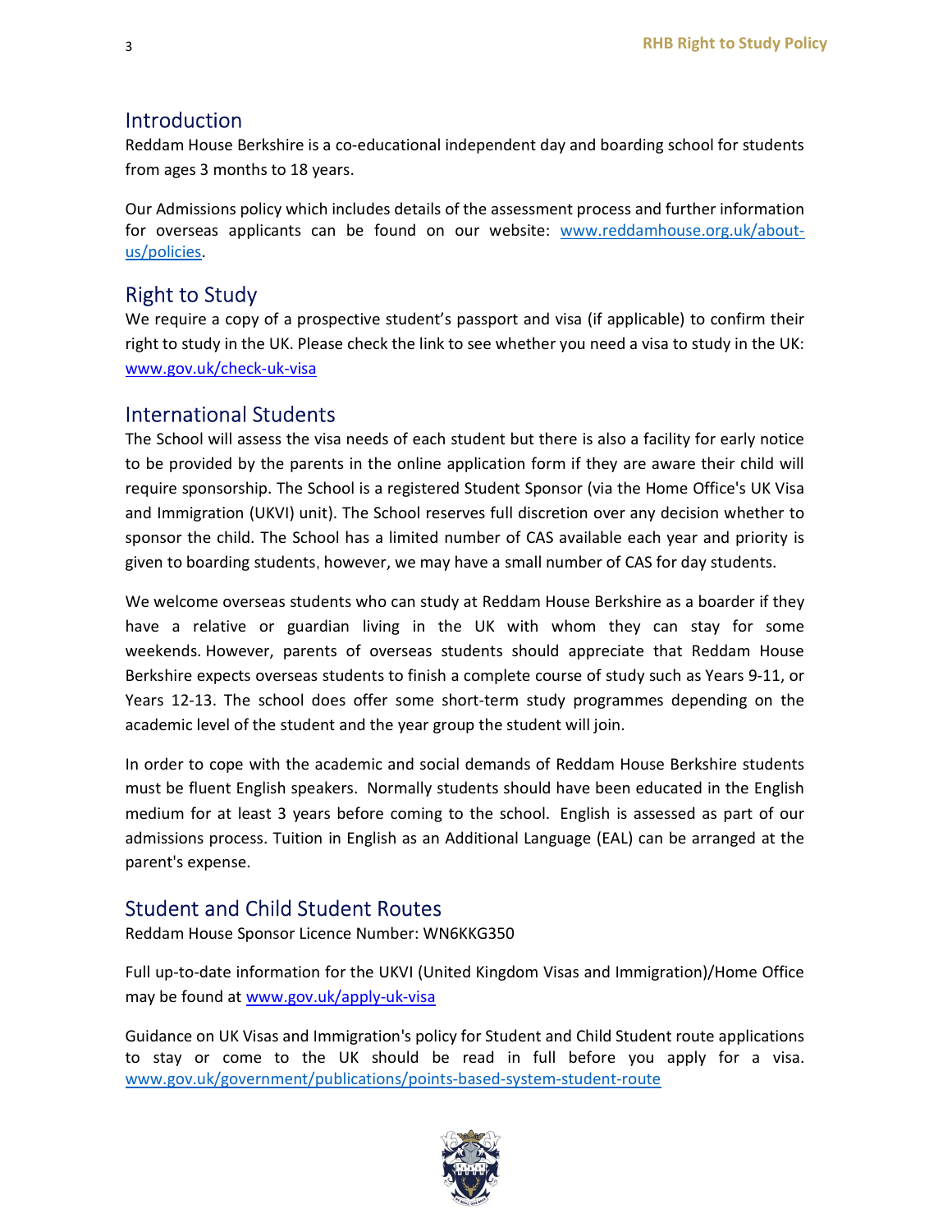## Introduction

Reddam House Berkshire is a co-educational independent day and boarding school for students from ages 3 months to 18 years.

Our Admissions policy which includes details of the assessment process and further information for overseas applicants can be found on our website: [www.reddamhouse.org.uk/about-us/policies](www.reddamhouse.org.uk/about-us/policies).

## Right to Study

We require a copy of a prospective student's passport and visa (if applicable) to confirm their right to study in the UK. Please check the link to see whether you need a visa to study in the UK: [www.gov.uk/check-uk-visa](www.gov.uk/check-uk-visa)

## International Students

The School will assess the visa needs of each student but there is also a facility for early notice to be provided by the parents in the online application form if they are aware their child will require sponsorship. The School is a registered Student Sponsor (via the Home Office's UK Visa and Immigration (UKVI) unit). The School reserves full discretion over any decision whether to sponsor the child. The School has a limited number of CAS available each year and priority is given to boarding students, however, we may have a small number of CAS for day students.

We welcome overseas students who can study at Reddam House Berkshire as a boarder if they have a relative or guardian living in the UK with whom they can stay for some weekends. However, parents of overseas students should appreciate that Reddam House Berkshire expects overseas students to finish a complete course of study such as Years 9-11, or Years 12-13. The school does offer some short-term study programmes depending on the academic level of the student and the year group the student will join.

In order to cope with the academic and social demands of Reddam House Berkshire students must be fluent English speakers. Normally students should have been educated in the English medium for at least 3 years before coming to the school. English is assessed as part of our admissions process. Tuition in English as an Additional Language (EAL) can be arranged at the parent's expense.

## Student and Child Student Routes

Reddam House Sponsor Licence Number: WN6KKG350

Full up-to-date information for the UKVI (United Kingdom Visas and Immigration)/Home Office may be found at [www.gov.uk/apply-uk-visa](www.gov.uk/apply-uk-visa)

Guidance on UK Visas and Immigration's policy for Student and Child Student route applications to stay or come to the UK should be read in full before you apply for a visa. [www.gov.uk/government/publications/points-based-system-student-route](www.gov.uk/government/publications/points-based-system-student-route)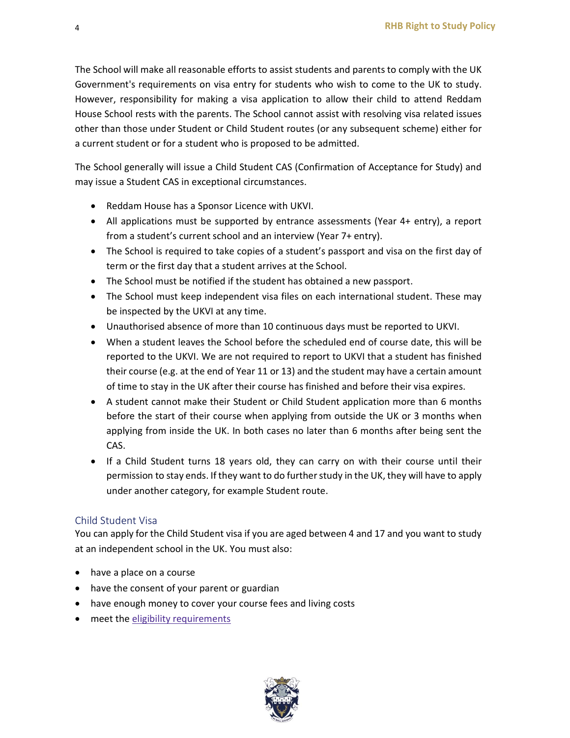The School will make all reasonable efforts to assist students and parents to comply with the UK Government's requirements on visa entry for students who wish to come to the UK to study. However, responsibility for making a visa application to allow their child to attend Reddam House School rests with the parents. The School cannot assist with resolving visa related issues other than those under Student or Child Student routes (or any subsequent scheme) either for a current student or for a student who is proposed to be admitted.

The School generally will issue a Child Student CAS (Confirmation of Acceptance for Study) and may issue a Student CAS in exceptional circumstances.

- Reddam House has a Sponsor Licence with UKVI.
- All applications must be supported by entrance assessments (Year 4+ entry), a report from a student's current school and an interview (Year 7+ entry).
- The School is required to take copies of a student's passport and visa on the first day of term or the first day that a student arrives at the School.
- The School must be notified if the student has obtained a new passport.
- The School must keep independent visa files on each international student. These may be inspected by the UKVI at any time.
- Unauthorised absence of more than 10 continuous days must be reported to UKVI.
- When a student leaves the School before the scheduled end of course date, this will be reported to the UKVI. We are not required to report to UKVI that a student has finished their course (e.g. at the end of Year 11 or 13) and the student may have a certain amount of time to stay in the UK after their course has finished and before their visa expires.
- A student cannot make their Student or Child Student application more than 6 months before the start of their course when applying from outside the UK or 3 months when applying from inside the UK. In both cases no later than 6 months after being sent the CAS.
- If a Child Student turns 18 years old, they can carry on with their course until their permission to stay ends. If they want to do further study in the UK, they will have to apply under another category, for example Student route.

## Child Student Visa

You can apply for the Child Student visa if you are aged between 4 and 17 and you want to study at an independent school in the UK. You must also:

- have a place on a course
- have the consent of your parent or guardian
- have enough money to cover your course fees and living costs
- meet the eligibility requirements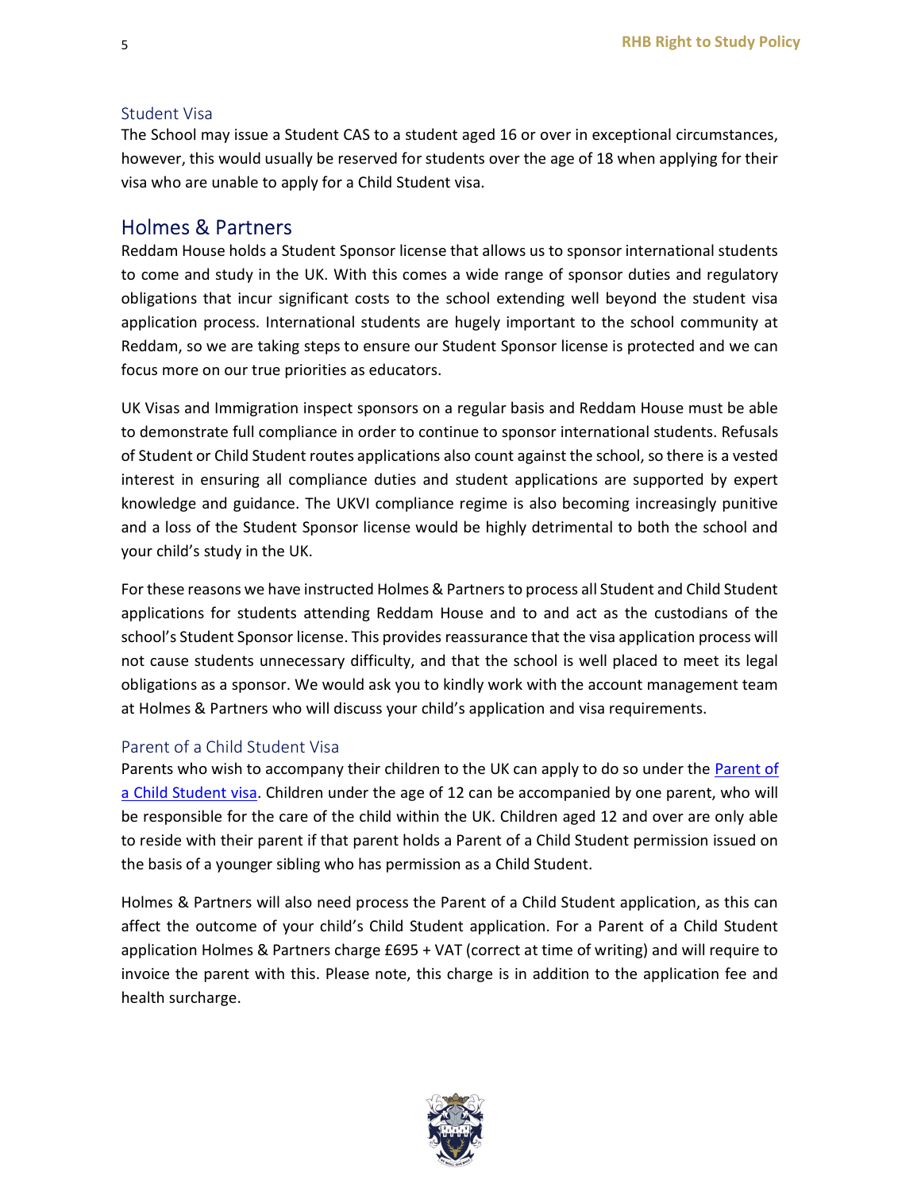### Student Visa

The School may issue a Student CAS to a student aged 16 or over in exceptional circumstances, however, this would usually be reserved for students over the age of 18 when applying for their visa who are unable to apply for a Child Student visa.

## Holmes & Partners

Reddam House holds a Student Sponsor license that allows us to sponsor international students to come and study in the UK. With this comes a wide range of sponsor duties and regulatory obligations that incur significant costs to the school extending well beyond the student visa application process. International students are hugely important to the school community at Reddam, so we are taking steps to ensure our Student Sponsor license is protected and we can focus more on our true priorities as educators.

UK Visas and Immigration inspect sponsors on a regular basis and Reddam House must be able to demonstrate full compliance in order to continue to sponsor international students. Refusals of Student or Child Student routes applications also count against the school, so there is a vested interest in ensuring all compliance duties and student applications are supported by expert knowledge and guidance. The UKVI compliance regime is also becoming increasingly punitive and a loss of the Student Sponsor license would be highly detrimental to both the school and your child's study in the UK.

For these reasons we have instructed Holmes & Partners to process all Student and Child Student applications for students attending Reddam House and to and act as the custodians of the school's Student Sponsor license. This provides reassurance that the visa application process will not cause students unnecessary difficulty, and that the school is well placed to meet its legal obligations as a sponsor. We would ask you to kindly work with the account management team at Holmes & Partners who will discuss your child's application and visa requirements.

### Parent of a Child Student Visa

Parents who wish to accompany their children to the UK can apply to do so under the [Parent of a Child Student visa](). Children under the age of 12 can be accompanied by one parent, who will be responsible for the care of the child within the UK. Children aged 12 and over are only able to reside with their parent if that parent holds a Parent of a Child Student permission issued on the basis of a younger sibling who has permission as a Child Student.

Holmes & Partners will also need process the Parent of a Child Student application, as this can affect the outcome of your child's Child Student application. For a Parent of a Child Student application Holmes & Partners charge £695 + VAT (correct at time of writing) and will require to invoice the parent with this. Please note, this charge is in addition to the application fee and health surcharge.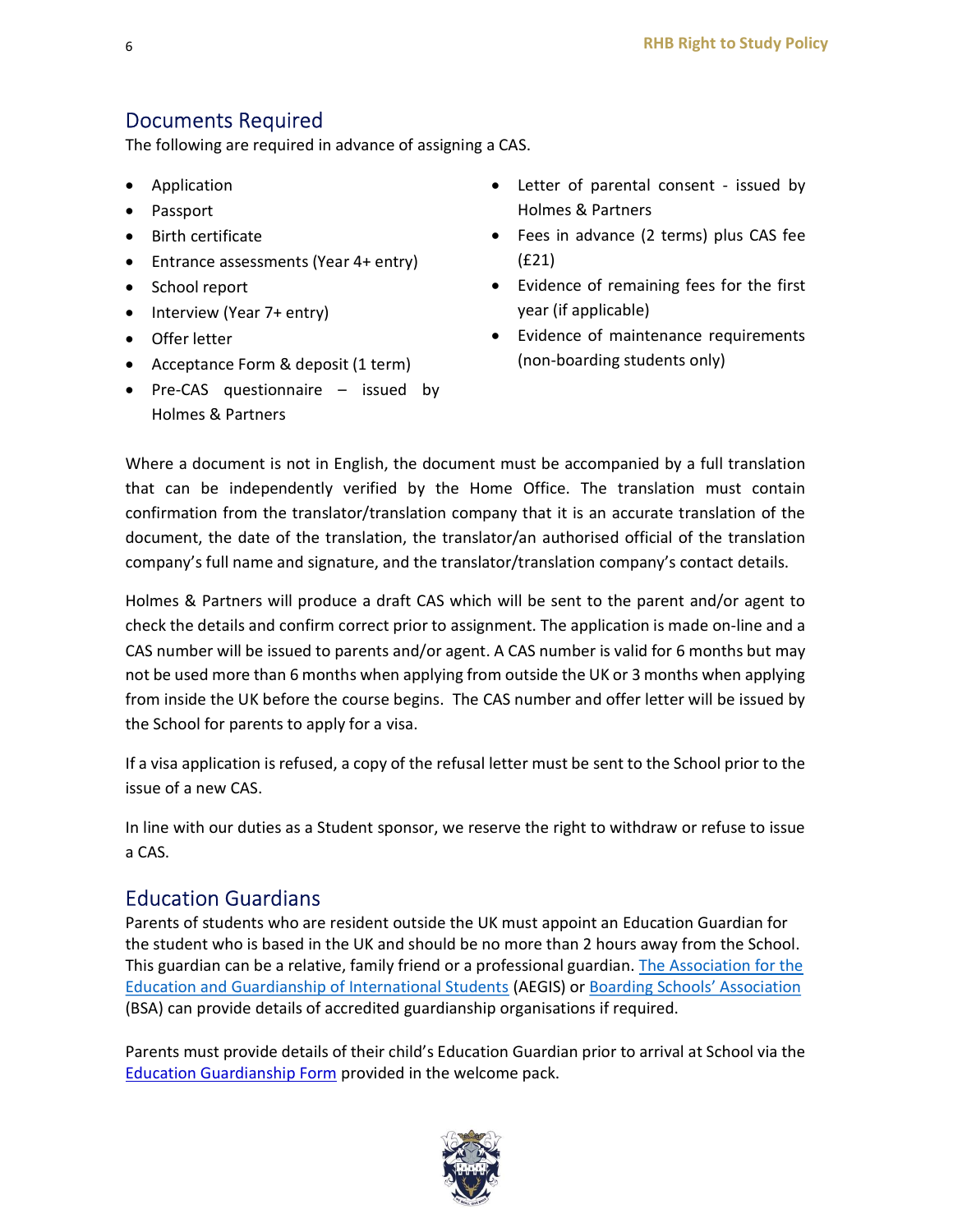## Documents Required

The following are required in advance of assigning a CAS.

- Application
- Passport
- Birth certificate
- Entrance assessments (Year 4+ entry)
- School report
- Interview (Year 7+ entry)
- Offer letter
- Acceptance Form & deposit (1 term)
- Pre-CAS questionnaire – issued by Holmes & Partners
- Letter of parental consent - issued by Holmes & Partners
- Fees in advance (2 terms) plus CAS fee (£21)
- Evidence of remaining fees for the first year (if applicable)
- Evidence of maintenance requirements (non-boarding students only)

Where a document is not in English, the document must be accompanied by a full translation that can be independently verified by the Home Office. The translation must contain confirmation from the translator/translation company that it is an accurate translation of the document, the date of the translation, the translator/an authorised official of the translation company's full name and signature, and the translator/translation company's contact details.

Holmes & Partners will produce a draft CAS which will be sent to the parent and/or agent to check the details and confirm correct prior to assignment. The application is made on-line and a CAS number will be issued to parents and/or agent. A CAS number is valid for 6 months but may not be used more than 6 months when applying from outside the UK or 3 months when applying from inside the UK before the course begins. The CAS number and offer letter will be issued by the School for parents to apply for a visa.

If a visa application is refused, a copy of the refusal letter must be sent to the School prior to the issue of a new CAS.

In line with our duties as a Student sponsor, we reserve the right to withdraw or refuse to issue a CAS.

## Education Guardians

Parents of students who are resident outside the UK must appoint an Education Guardian for the student who is based in the UK and should be no more than 2 hours away from the School. This guardian can be a relative, family friend or a professional guardian. The Association for the Education and Guardianship of International Students (AEGIS) or Boarding Schools' Association (BSA) can provide details of accredited guardianship organisations if required.

Parents must provide details of their child's Education Guardian prior to arrival at School via the Education Guardianship Form provided in the welcome pack.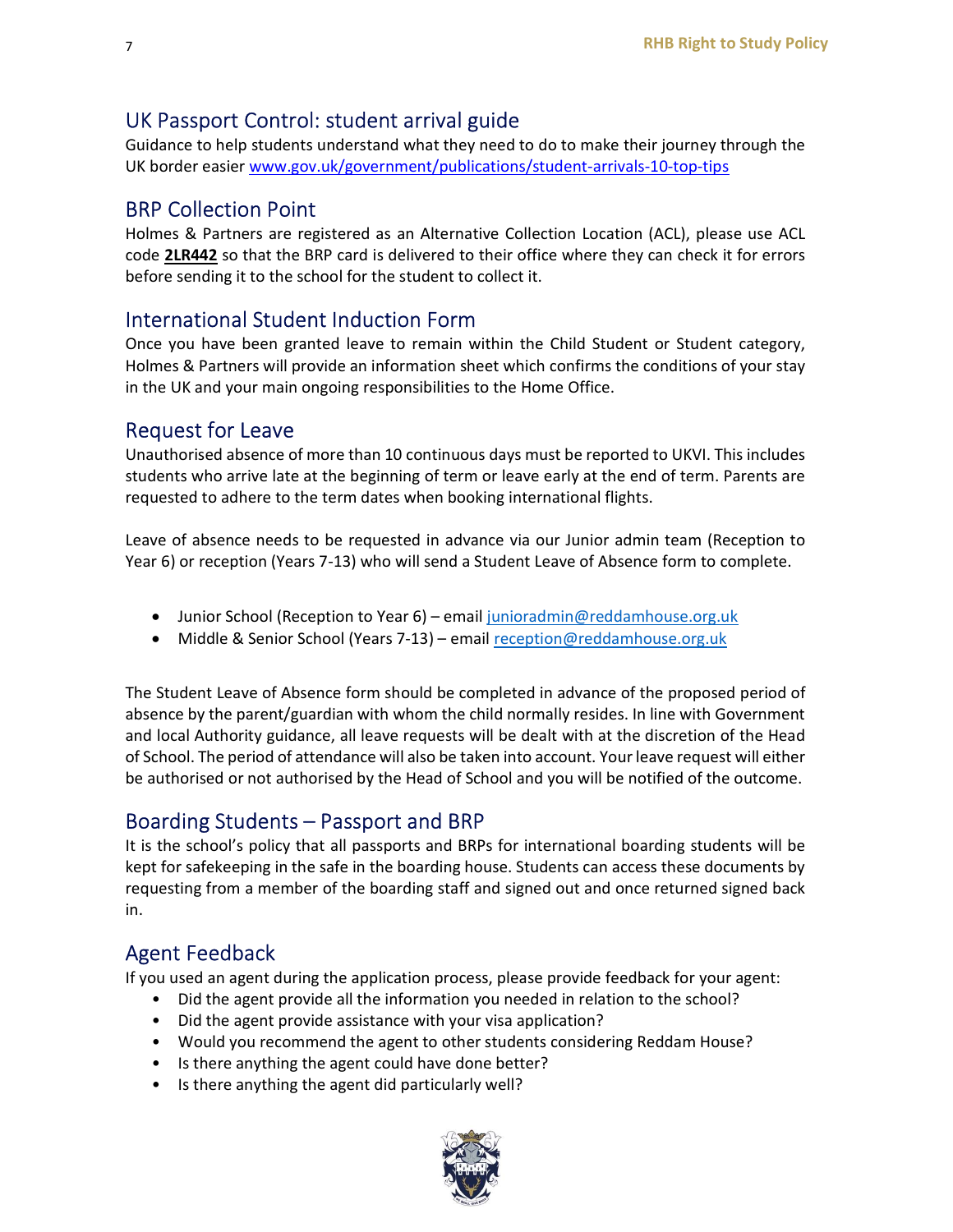## UK Passport Control: student arrival guide

Guidance to help students understand what they need to do to make their journey through the UK border easier [www.gov.uk/government/publications/student-arrivals-10-top-tips](http://www.gov.uk/government/publications/student-arrivals-10-top-tips)

## BRP Collection Point

Holmes & Partners are registered as an Alternative Collection Location (ACL), please use ACL code **2LR442** so that the BRP card is delivered to their office where they can check it for errors before sending it to the school for the student to collect it.

## International Student Induction Form

Once you have been granted leave to remain within the Child Student or Student category, Holmes & Partners will provide an information sheet which confirms the conditions of your stay in the UK and your main ongoing responsibilities to the Home Office.

## Request for Leave

Unauthorised absence of more than 10 continuous days must be reported to UKVI. This includes students who arrive late at the beginning of term or leave early at the end of term. Parents are requested to adhere to the term dates when booking international flights.

Leave of absence needs to be requested in advance via our Junior admin team (Reception to Year 6) or reception (Years 7-13) who will send a Student Leave of Absence form to complete.

- Junior School (Reception to Year 6) – email [junioradmin@reddamhouse.org.uk](mailto:junioradmin@reddamhouse.org.uk)
- Middle & Senior School (Years 7-13) – email [reception@reddamhouse.org.uk](mailto:reception@reddamhouse.org.uk)

The Student Leave of Absence form should be completed in advance of the proposed period of absence by the parent/guardian with whom the child normally resides. In line with Government and local Authority guidance, all leave requests will be dealt with at the discretion of the Head of School. The period of attendance will also be taken into account. Your leave request will either be authorised or not authorised by the Head of School and you will be notified of the outcome.

## Boarding Students – Passport and BRP

It is the school's policy that all passports and BRPs for international boarding students will be kept for safekeeping in the safe in the boarding house. Students can access these documents by requesting from a member of the boarding staff and signed out and once returned signed back in.

## Agent Feedback

If you used an agent during the application process, please provide feedback for your agent:

- Did the agent provide all the information you needed in relation to the school?
- Did the agent provide assistance with your visa application?
- Would you recommend the agent to other students considering Reddam House?
- Is there anything the agent could have done better?
- Is there anything the agent did particularly well?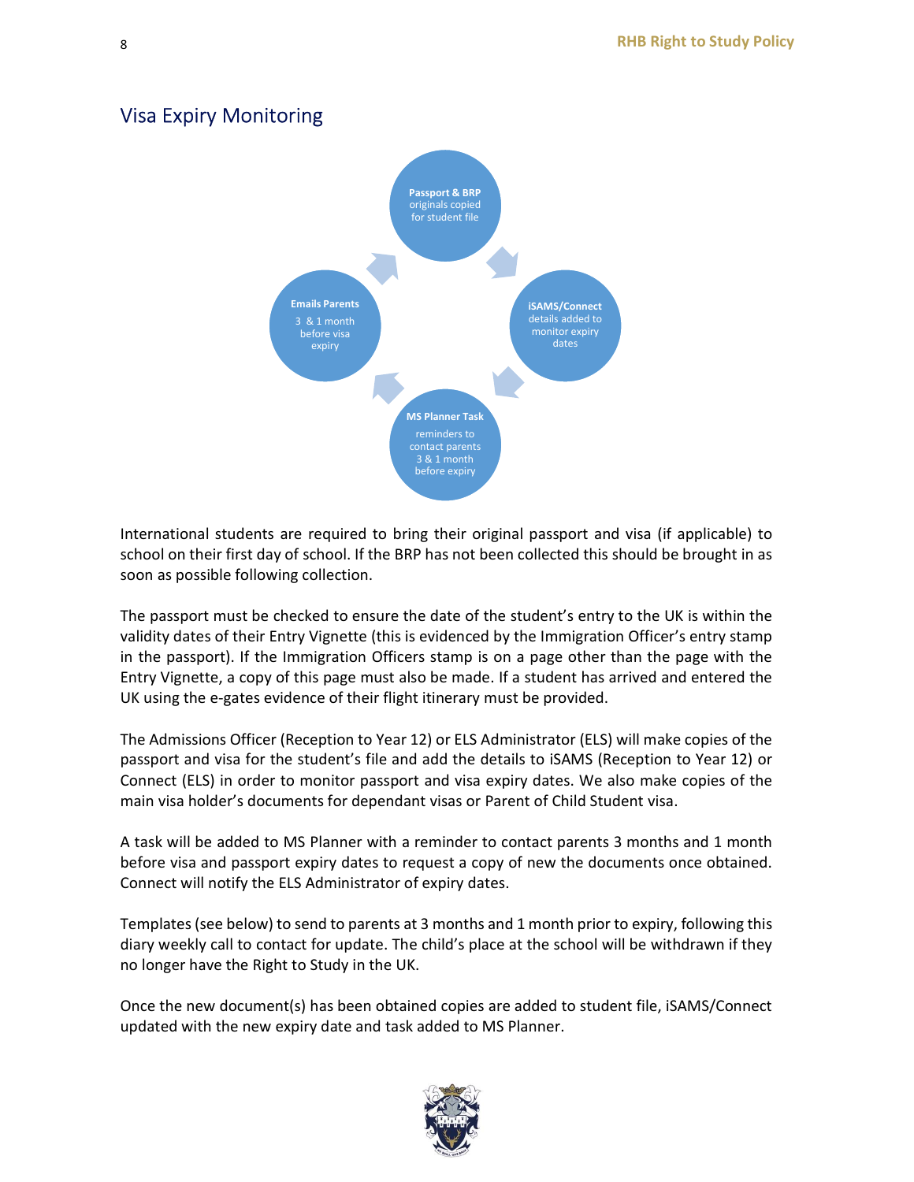## Visa Expiry Monitoring

**Passport & BRP** originals copied for student file

**iSAMS/Connect** details added to monitor expiry dates

**MS Planner Task** reminders to contact parents 3 & 1 month before expiry

**Emails Parents** 3 & 1 month before visa expiry

International students are required to bring their original passport and visa (if applicable) to school on their first day of school. If the BRP has not been collected this should be brought in as soon as possible following collection.

The passport must be checked to ensure the date of the student's entry to the UK is within the validity dates of their Entry Vignette (this is evidenced by the Immigration Officer's entry stamp in the passport). If the Immigration Officers stamp is on a page other than the page with the Entry Vignette, a copy of this page must also be made. If a student has arrived and entered the UK using the e-gates evidence of their flight itinerary must be provided.

The Admissions Officer (Reception to Year 12) or ELS Administrator (ELS) will make copies of the passport and visa for the student's file and add the details to iSAMS (Reception to Year 12) or Connect (ELS) in order to monitor passport and visa expiry dates. We also make copies of the main visa holder's documents for dependant visas or Parent of Child Student visa.

A task will be added to MS Planner with a reminder to contact parents 3 months and 1 month before visa and passport expiry dates to request a copy of new the documents once obtained. Connect will notify the ELS Administrator of expiry dates.

Templates (see below) to send to parents at 3 months and 1 month prior to expiry, following this diary weekly call to contact for update. The child's place at the school will be withdrawn if they no longer have the Right to Study in the UK.

Once the new document(s) has been obtained copies are added to student file, iSAMS/Connect updated with the new expiry date and task added to MS Planner.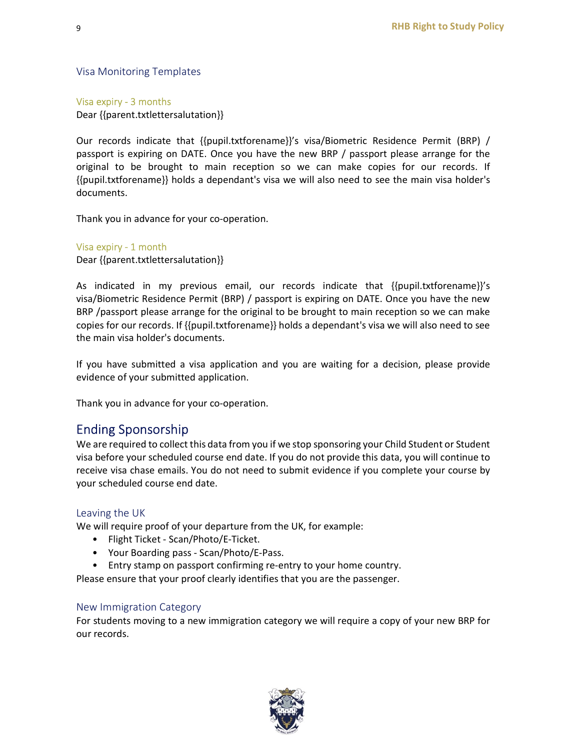## Visa Monitoring Templates

### Visa expiry - 3 months

Dear {{parent.txtlettersalutation}}

Our records indicate that {{pupil.txtforename}}'s visa/Biometric Residence Permit (BRP) / passport is expiring on DATE. Once you have the new BRP / passport please arrange for the original to be brought to main reception so we can make copies for our records. If {{pupil.txtforename}} holds a dependant's visa we will also need to see the main visa holder's documents.

Thank you in advance for your co-operation.

### Visa expiry - 1 month

Dear {{parent.txtlettersalutation}}

As indicated in my previous email, our records indicate that {{pupil.txtforename}}'s visa/Biometric Residence Permit (BRP) / passport is expiring on DATE. Once you have the new BRP /passport please arrange for the original to be brought to main reception so we can make copies for our records. If {{pupil.txtforename}} holds a dependant's visa we will also need to see the main visa holder's documents.

If you have submitted a visa application and you are waiting for a decision, please provide evidence of your submitted application.

Thank you in advance for your co-operation.

# Ending Sponsorship

We are required to collect this data from you if we stop sponsoring your Child Student or Student visa before your scheduled course end date. If you do not provide this data, you will continue to receive visa chase emails. You do not need to submit evidence if you complete your course by your scheduled course end date.

## Leaving the UK

We will require proof of your departure from the UK, for example:

- Flight Ticket - Scan/Photo/E-Ticket.
- Your Boarding pass - Scan/Photo/E-Pass.
- Entry stamp on passport confirming re-entry to your home country.

Please ensure that your proof clearly identifies that you are the passenger.

## New Immigration Category

For students moving to a new immigration category we will require a copy of your new BRP for our records.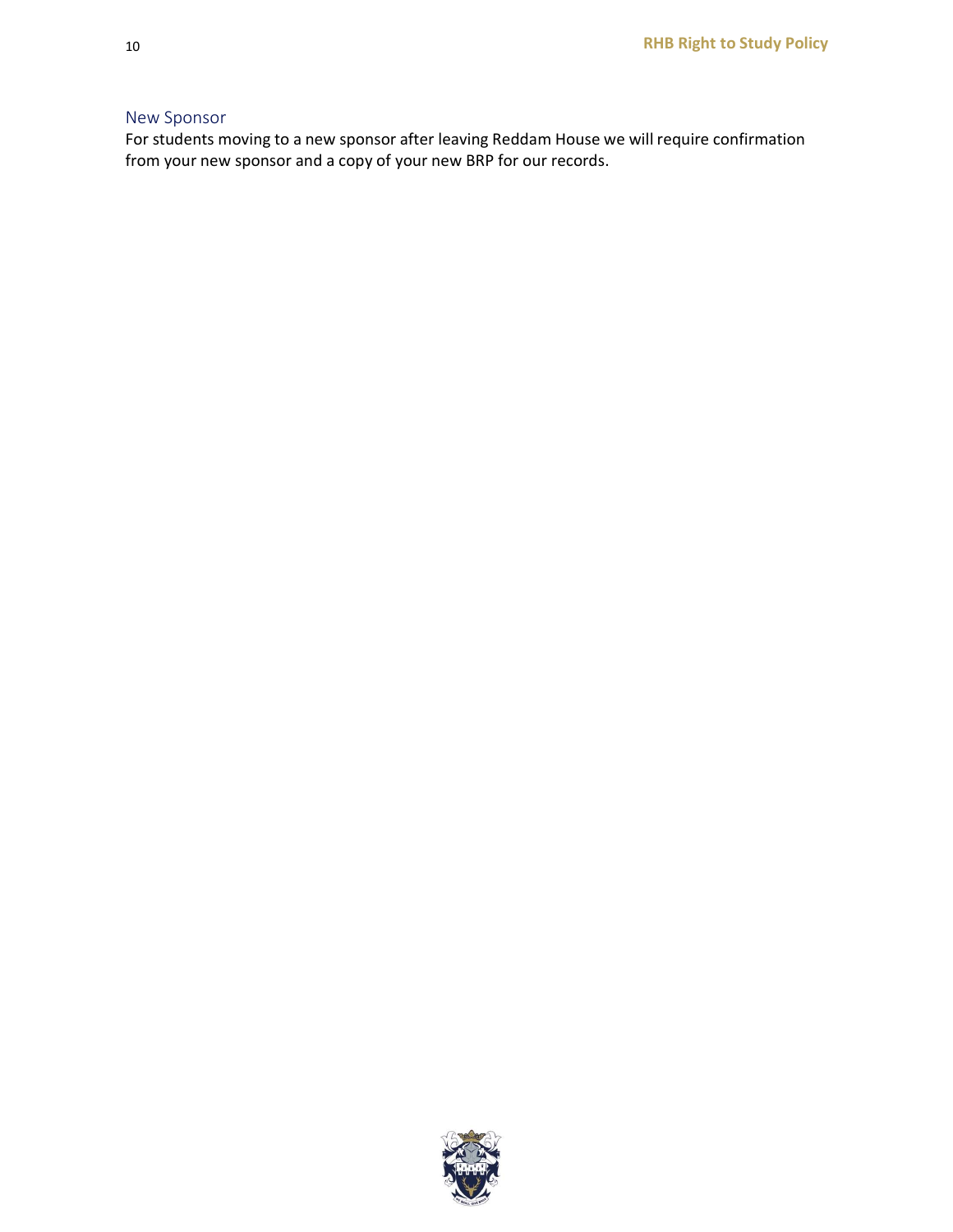## New Sponsor

For students moving to a new sponsor after leaving Reddam House we will require confirmation from your new sponsor and a copy of your new BRP for our records.